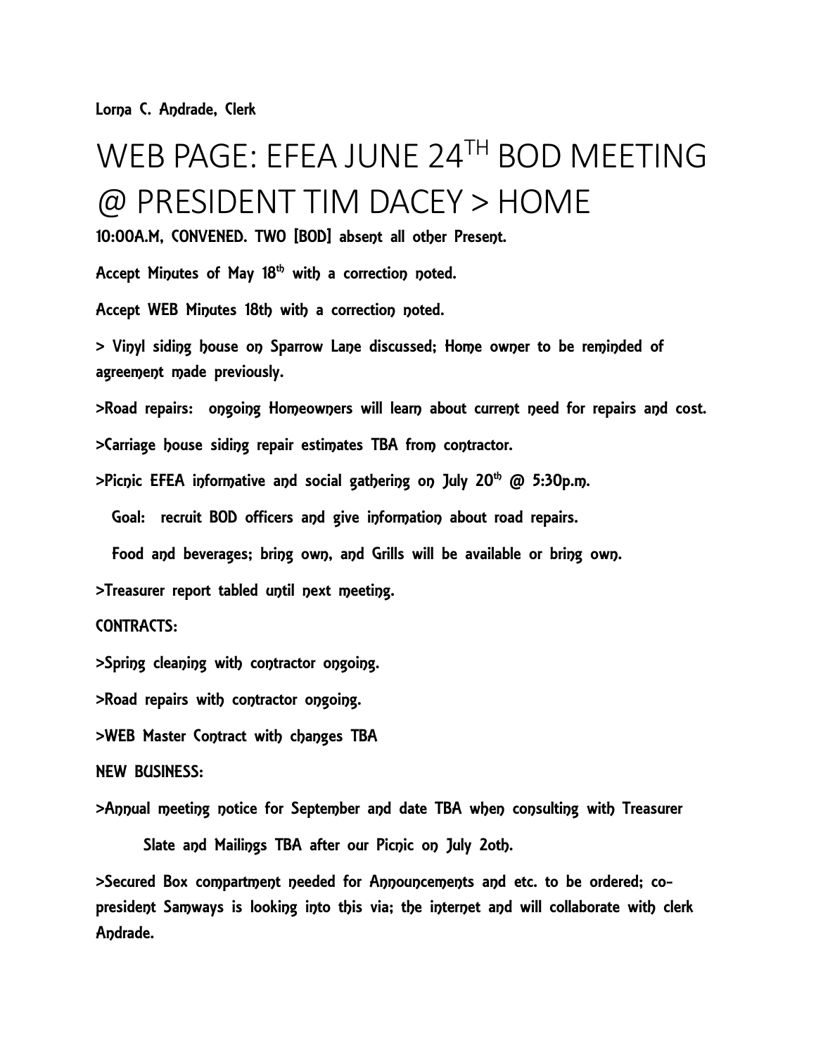Lorna C. Andrade, Clerk

# WEB PAGE: EFEA JUNE 24TH BOD MEETING @ PRESIDENT TIM DACEY > HOME

10:00A.M, CONVENED. TWO [BOD] absent all other Present.

Accept Minutes of May 18th with a correction noted.

Accept WEB Minutes 18th with a correction noted.

> Vinyl siding house on Sparrow Lane discussed; Home owner to be reminded of agreement made previously.

>Road repairs: ongoing Homeowners will learn about current need for repairs and cost.

>Carriage house siding repair estimates TBA from contractor.

>Picnic EFEA informative and social gathering on July 20th @ 5:30p.m.

Goal: recruit BOD officers and give information about road repairs.

Food and beverages; bring own, and Grills will be available or bring own.

>Treasurer report tabled until next meeting.

CONTRACTS:

>Spring cleaning with contractor ongoing.

>Road repairs with contractor ongoing.

>WEB Master Contract with changes TBA

NEW BUSINESS:

>Annual meeting notice for September and date TBA when consulting with Treasurer

Slate and Mailings TBA after our Picnic on July 2oth.

>Secured Box compartment needed for Announcements and etc. to be ordered; co-president Samways is looking into this via; the internet and will collaborate with clerk Andrade.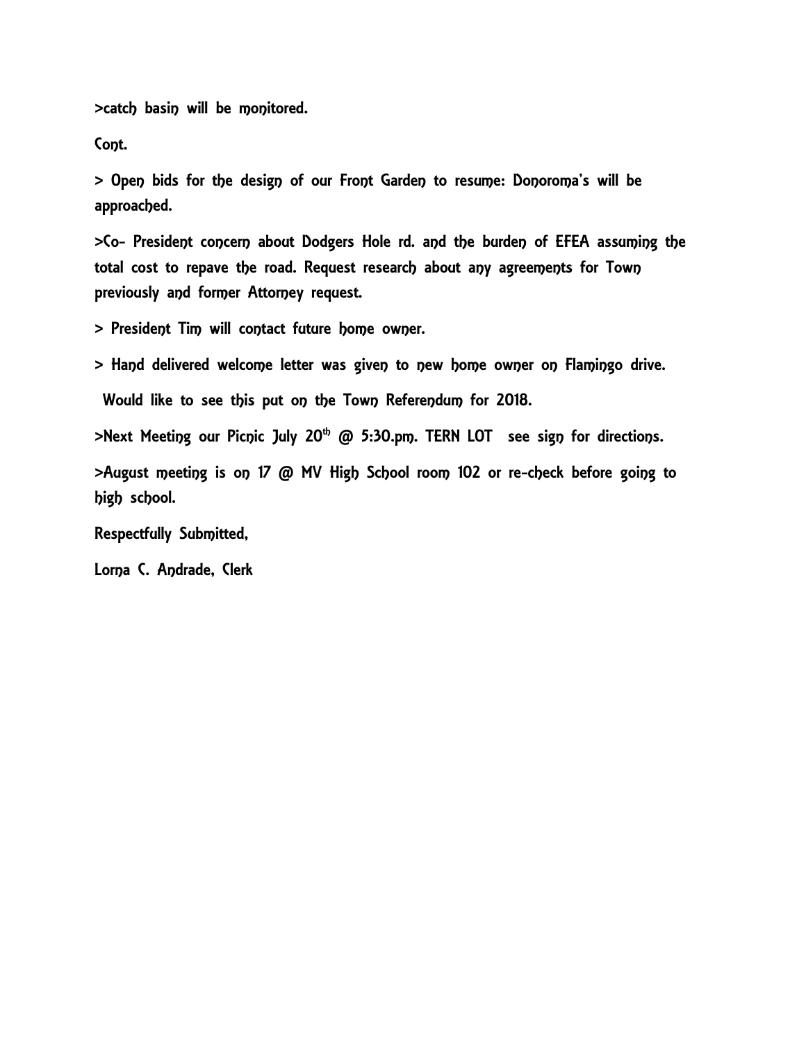>catch basin will be monitored.

Cont.

> Open bids for the design of our Front Garden to resume: Donoroma's will be approached.

>Co- President concern about Dodgers Hole rd. and the burden of EFEA assuming the total cost to repave the road. Request research about any agreements for Town previously and former Attorney request.

> President Tim will contact future home owner.

> Hand delivered welcome letter was given to new home owner on Flamingo drive.

Would like to see this put on the Town Referendum for 2018.

>Next Meeting our Picnic July 20th @ 5:30.pm. TERN LOT see sign for directions.

>August meeting is on 17 @ MV High School room 102 or re-check before going to high school.

Respectfully Submitted,

Lorna C. Andrade, Clerk